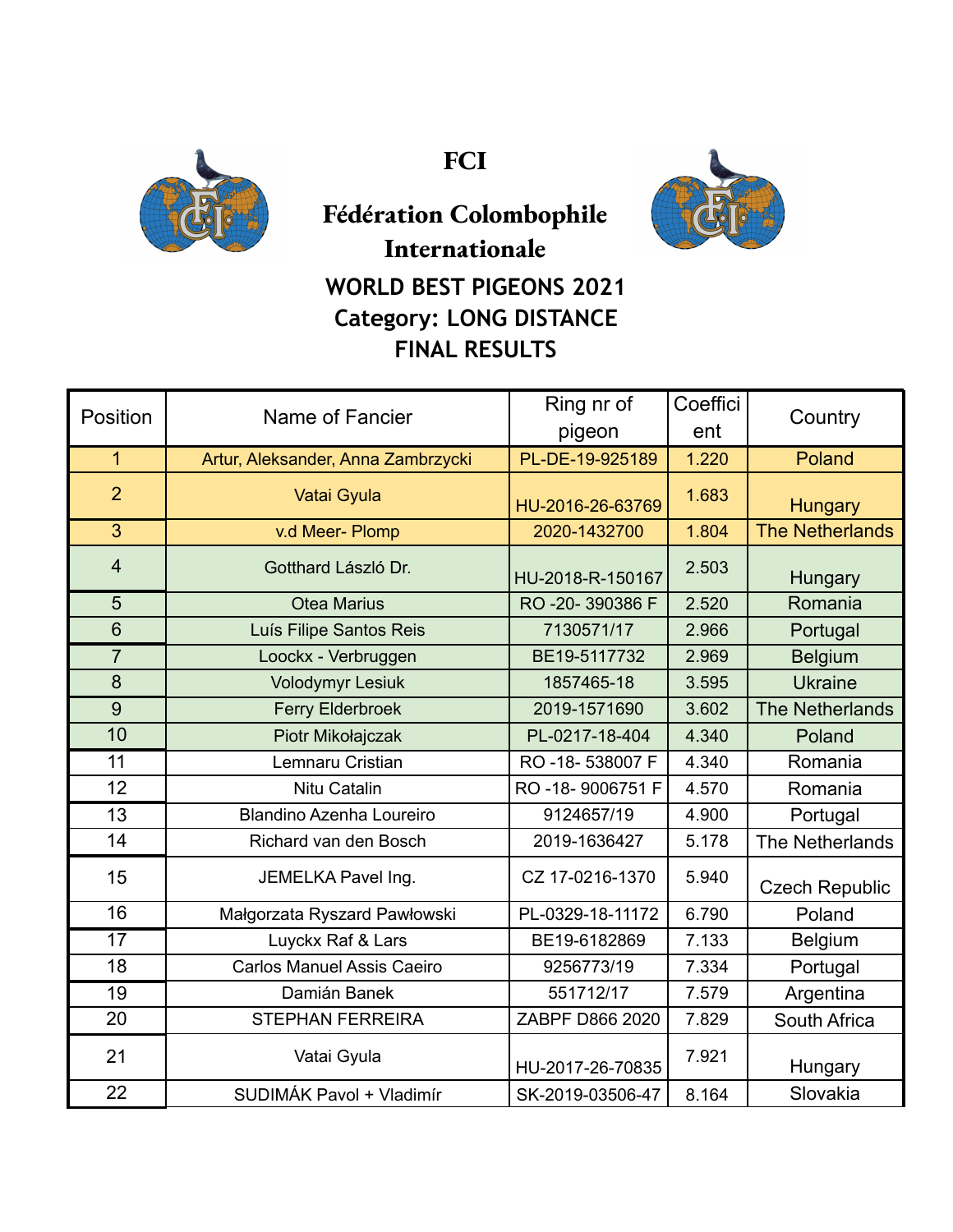# FCI

## Fédération Colombophile Internationale

### WORLD BEST PIGEONS 2021
### Category: LONG DISTANCE
### FINAL RESULTS

| Position | Name of Fancier | Ring nr of pigeon | Coefficient | Country |
|---|---|---|---|---|
| 1 | Artur, Aleksander, Anna Zambrzycki | PL-DE-19-925189 | 1.220 | Poland |
| 2 | Vatai Gyula | HU-2016-26-63769 | 1.683 | Hungary |
| 3 | v.d Meer- Plomp | 2020-1432700 | 1.804 | The Netherlands |
| 4 | Gotthard László Dr. | HU-2018-R-150167 | 2.503 | Hungary |
| 5 | Otea Marius | RO -20- 390386 F | 2.520 | Romania |
| 6 | Luís Filipe Santos Reis | 7130571/17 | 2.966 | Portugal |
| 7 | Loockx - Verbruggen | BE19-5117732 | 2.969 | Belgium |
| 8 | Volodymyr Lesiuk | 1857465-18 | 3.595 | Ukraine |
| 9 | Ferry Elderbroek | 2019-1571690 | 3.602 | The Netherlands |
| 10 | Piotr Mikołajczak | PL-0217-18-404 | 4.340 | Poland |
| 11 | Lemnaru Cristian | RO -18- 538007 F | 4.340 | Romania |
| 12 | Nitu Catalin | RO -18- 9006751 F | 4.570 | Romania |
| 13 | Blandino Azenha Loureiro | 9124657/19 | 4.900 | Portugal |
| 14 | Richard van den Bosch | 2019-1636427 | 5.178 | The Netherlands |
| 15 | JEMELKA Pavel Ing. | CZ 17-0216-1370 | 5.940 | Czech Republic |
| 16 | Małgorzata Ryszard Pawłowski | PL-0329-18-11172 | 6.790 | Poland |
| 17 | Luyckx Raf & Lars | BE19-6182869 | 7.133 | Belgium |
| 18 | Carlos Manuel Assis Caeiro | 9256773/19 | 7.334 | Portugal |
| 19 | Damián Banek | 551712/17 | 7.579 | Argentina |
| 20 | STEPHAN FERREIRA | ZABPF D866 2020 | 7.829 | South Africa |
| 21 | Vatai Gyula | HU-2017-26-70835 | 7.921 | Hungary |
| 22 | SUDIMÁK Pavol + Vladimír | SK-2019-03506-47 | 8.164 | Slovakia |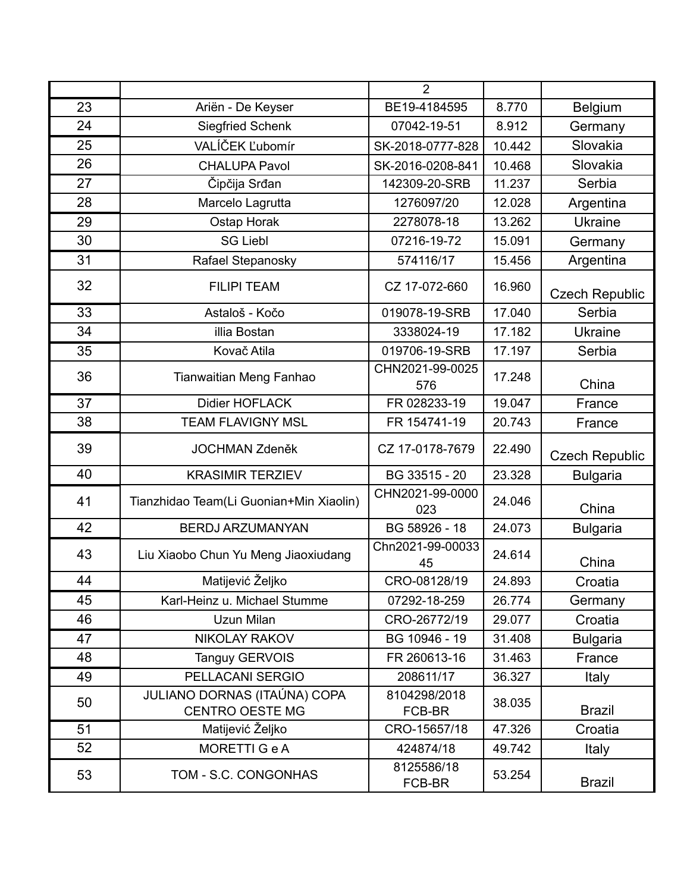| | | 2 | | |
|---|---|---|---|---|
| 23 | Ariën - De Keyser | BE19-4184595 | 8.770 | Belgium |
| 24 | Siegfried Schenk | 07042-19-51 | 8.912 | Germany |
| 25 | VALÍČEK Ľubomír | SK-2018-0777-828 | 10.442 | Slovakia |
| 26 | CHALUPA Pavol | SK-2016-0208-841 | 10.468 | Slovakia |
| 27 | Čipčija Srđan | 142309-20-SRB | 11.237 | Serbia |
| 28 | Marcelo Lagrutta | 1276097/20 | 12.028 | Argentina |
| 29 | Ostap Horak | 2278078-18 | 13.262 | Ukraine |
| 30 | SG Liebl | 07216-19-72 | 15.091 | Germany |
| 31 | Rafael Stepanosky | 574116/17 | 15.456 | Argentina |
| 32 | FILIPI TEAM | CZ 17-072-660 | 16.960 | Czech Republic |
| 33 | Astaloš - Kočo | 019078-19-SRB | 17.040 | Serbia |
| 34 | illia Bostan | 3338024-19 | 17.182 | Ukraine |
| 35 | Kovač Atila | 019706-19-SRB | 17.197 | Serbia |
| 36 | Tianwaitian Meng Fanhao | CHN2021-99-0025 576 | 17.248 | China |
| 37 | Didier HOFLACK | FR 028233-19 | 19.047 | France |
| 38 | TEAM FLAVIGNY MSL | FR 154741-19 | 20.743 | France |
| 39 | JOCHMAN Zdeněk | CZ 17-0178-7679 | 22.490 | Czech Republic |
| 40 | KRASIMIR TERZIEV | BG 33515 - 20 | 23.328 | Bulgaria |
| 41 | Tianzhidao Team(Li Guonian+Min Xiaolin) | CHN2021-99-0000 023 | 24.046 | China |
| 42 | BERDJ ARZUMANYAN | BG 58926 - 18 | 24.073 | Bulgaria |
| 43 | Liu Xiaobo Chun Yu Meng Jiaoxiudang | Chn2021-99-00033 45 | 24.614 | China |
| 44 | Matijević Željko | CRO-08128/19 | 24.893 | Croatia |
| 45 | Karl-Heinz u. Michael Stumme | 07292-18-259 | 26.774 | Germany |
| 46 | Uzun Milan | CRO-26772/19 | 29.077 | Croatia |
| 47 | NIKOLAY RAKOV | BG 10946 - 19 | 31.408 | Bulgaria |
| 48 | Tanguy GERVOIS | FR 260613-16 | 31.463 | France |
| 49 | PELLACANI SERGIO | 208611/17 | 36.327 | Italy |
| 50 | JULIANO DORNAS (ITAÚNA) COPA CENTRO OESTE MG | 8104298/2018 FCB-BR | 38.035 | Brazil |
| 51 | Matijević Željko | CRO-15657/18 | 47.326 | Croatia |
| 52 | MORETTI G e A | 424874/18 | 49.742 | Italy |
| 53 | TOM - S.C. CONGONHAS | 8125586/18 FCB-BR | 53.254 | Brazil |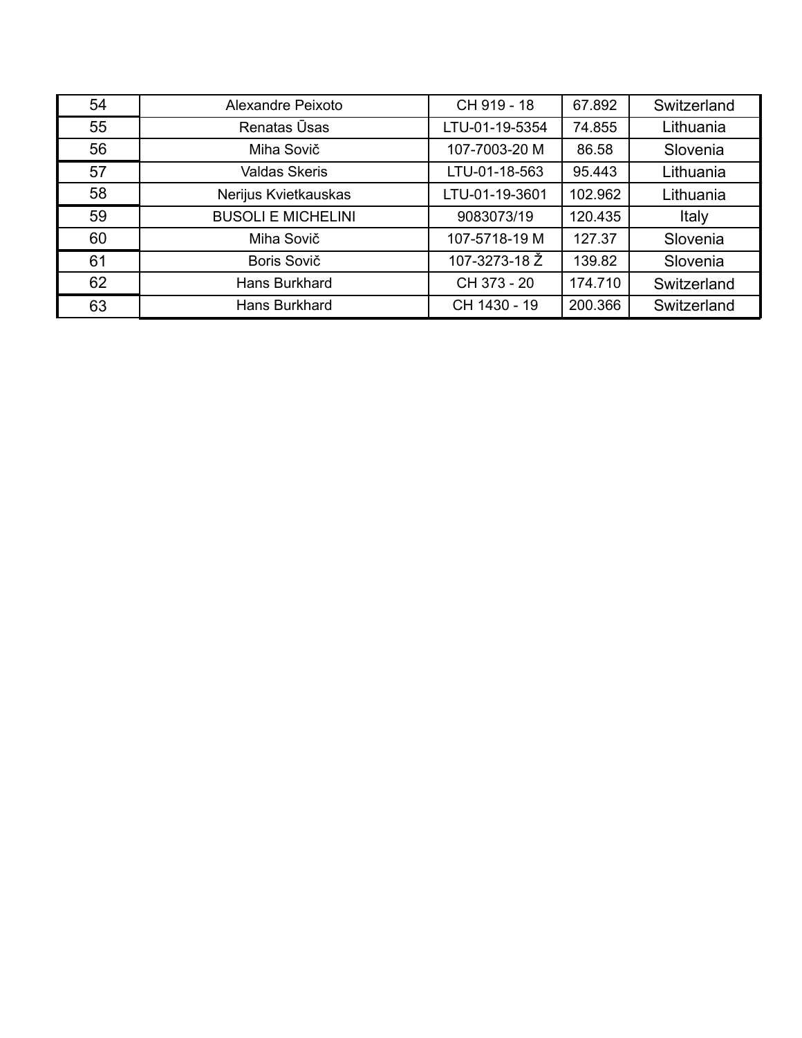| | | | | |
|---|---|---|---|---|
| 54 | Alexandre Peixoto | CH 919 - 18 | 67.892 | Switzerland |
| 55 | Renatas Ūsas | LTU-01-19-5354 | 74.855 | Lithuania |
| 56 | Miha Sovič | 107-7003-20 M | 86.58 | Slovenia |
| 57 | Valdas Skeris | LTU-01-18-563 | 95.443 | Lithuania |
| 58 | Nerijus Kvietkauskas | LTU-01-19-3601 | 102.962 | Lithuania |
| 59 | BUSOLI E MICHELINI | 9083073/19 | 120.435 | Italy |
| 60 | Miha Sovič | 107-5718-19 M | 127.37 | Slovenia |
| 61 | Boris Sovič | 107-3273-18 Ž | 139.82 | Slovenia |
| 62 | Hans Burkhard | CH 373 - 20 | 174.710 | Switzerland |
| 63 | Hans Burkhard | CH 1430 - 19 | 200.366 | Switzerland |